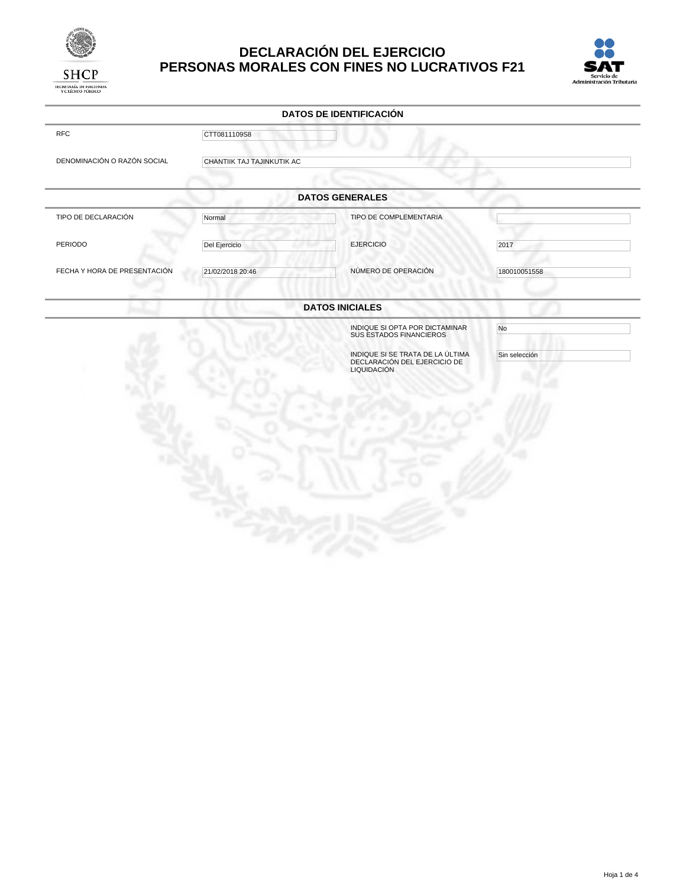# DECLARACIÓN DEL EJERCICIO
# PERSONAS MORALES CON FINES NO LUCRATIVOS F21

SHCP
SECRETARÍA DE HACIENDA Y CRÉDITO PÚBLICO

SAT
Servicio de Administración Tributaria

## DATOS DE IDENTIFICACIÓN

| | |
|---|---|
| RFC | CTT0811109S8 |
| DENOMINACIÓN O RAZÓN SOCIAL | CHANTIIK TAJ TAJINKUTIK AC |

## DATOS GENERALES

| | | | |
|---|---|---|---|
| TIPO DE DECLARACIÓN | Normal | TIPO DE COMPLEMENTARIA | |
| PERIODO | Del Ejercicio | EJERCICIO | 2017 |
| FECHA Y HORA DE PRESENTACIÓN | 21/02/2018 20:46 | NÚMERO DE OPERACIÓN | 180010051558 |

## DATOS INICIALES

| | |
|---|---|
| INDIQUE SI OPTA POR DICTAMINAR SUS ESTADOS FINANCIEROS | No |
| INDIQUE SI SE TRATA DE LA ÚLTIMA DECLARACIÓN DEL EJERCICIO DE LIQUIDACIÓN | Sin selección |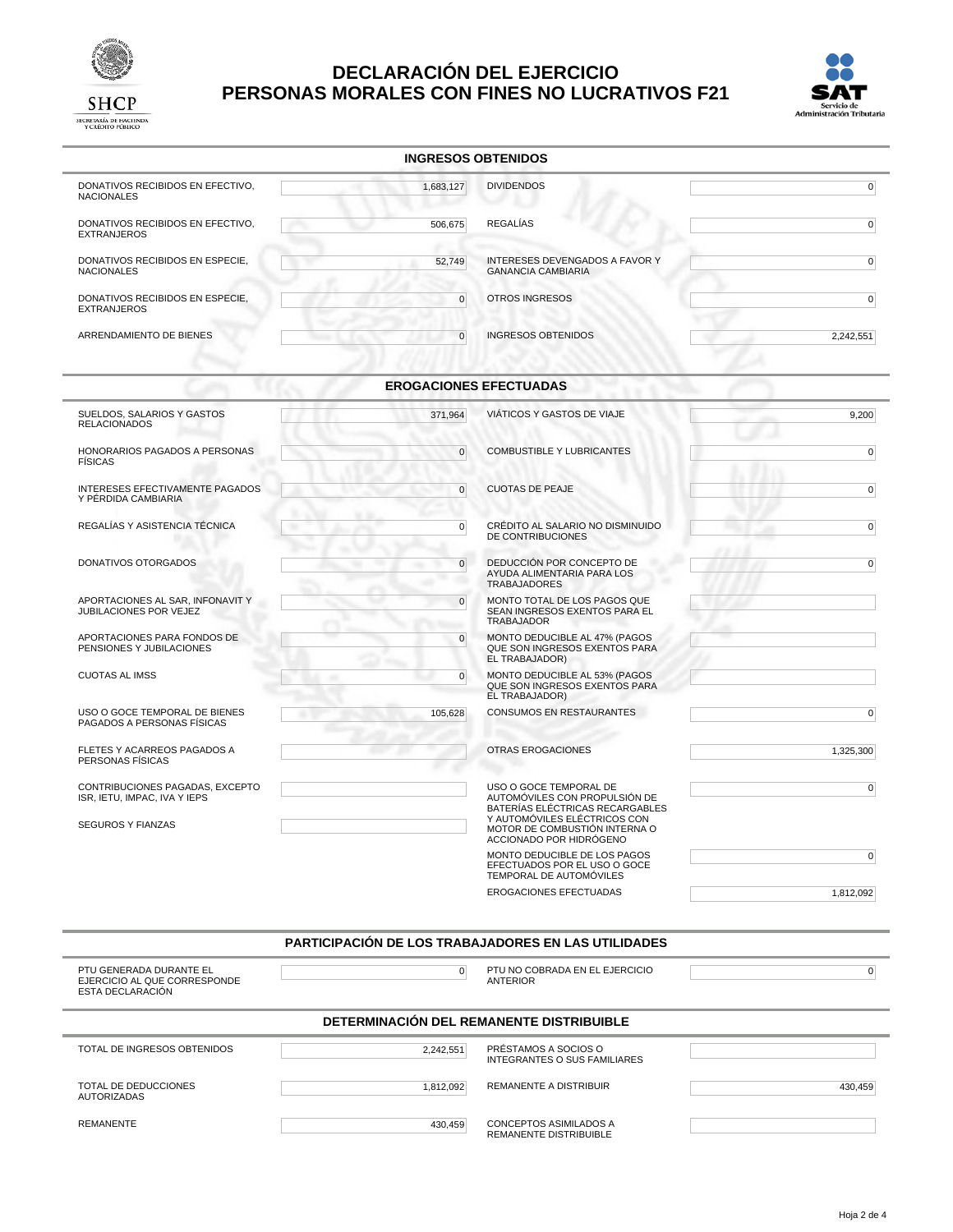# DECLARACIÓN DEL EJERCICIO
# PERSONAS MORALES CON FINES NO LUCRATIVOS F21

SHCP
SECRETARÍA DE HACIENDA Y CRÉDITO PÚBLICO

SAT
Servicio de Administración Tributaria

## INGRESOS OBTENIDOS

| Concepto | Importe | Concepto | Importe |
|---|---|---|---|
| DONATIVOS RECIBIDOS EN EFECTIVO, NACIONALES | 1,683,127 | DIVIDENDOS | 0 |
| DONATIVOS RECIBIDOS EN EFECTIVO, EXTRANJEROS | 506,675 | REGALÍAS | 0 |
| DONATIVOS RECIBIDOS EN ESPECIE, NACIONALES | 52,749 | INTERESES DEVENGADOS A FAVOR Y GANANCIA CAMBIARIA | 0 |
| DONATIVOS RECIBIDOS EN ESPECIE, EXTRANJEROS | 0 | OTROS INGRESOS | 0 |
| ARRENDAMIENTO DE BIENES | 0 | INGRESOS OBTENIDOS | 2,242,551 |

## EROGACIONES EFECTUADAS

| Concepto | Importe | Concepto | Importe |
|---|---|---|---|
| SUELDOS, SALARIOS Y GASTOS RELACIONADOS | 371,964 | VIÁTICOS Y GASTOS DE VIAJE | 9,200 |
| HONORARIOS PAGADOS A PERSONAS FÍSICAS | 0 | COMBUSTIBLE Y LUBRICANTES | 0 |
| INTERESES EFECTIVAMENTE PAGADOS Y PÉRDIDA CAMBIARIA | 0 | CUOTAS DE PEAJE | 0 |
| REGALÍAS Y ASISTENCIA TÉCNICA | 0 | CRÉDITO AL SALARIO NO DISMINUIDO DE CONTRIBUCIONES | 0 |
| DONATIVOS OTORGADOS | 0 | DEDUCCIÓN POR CONCEPTO DE AYUDA ALIMENTARIA PARA LOS TRABAJADORES | 0 |
| APORTACIONES AL SAR, INFONAVIT Y JUBILACIONES POR VEJEZ | 0 | MONTO TOTAL DE LOS PAGOS QUE SEAN INGRESOS EXENTOS PARA EL TRABAJADOR | |
| APORTACIONES PARA FONDOS DE PENSIONES Y JUBILACIONES | 0 | MONTO DEDUCIBLE AL 47% (PAGOS QUE SON INGRESOS EXENTOS PARA EL TRABAJADOR) | |
| CUOTAS AL IMSS | 0 | MONTO DEDUCIBLE AL 53% (PAGOS QUE SON INGRESOS EXENTOS PARA EL TRABAJADOR) | |
| USO O GOCE TEMPORAL DE BIENES PAGADOS A PERSONAS FÍSICAS | 105,628 | CONSUMOS EN RESTAURANTES | 0 |
| FLETES Y ACARREOS PAGADOS A PERSONAS FÍSICAS | | OTRAS EROGACIONES | 1,325,300 |
| CONTRIBUCIONES PAGADAS, EXCEPTO ISR, IETU, IMPAC, IVA Y IEPS | | USO O GOCE TEMPORAL DE AUTOMÓVILES CON PROPULSIÓN DE BATERÍAS ELÉCTRICAS RECARGABLES Y AUTOMÓVILES ELÉCTRICOS CON MOTOR DE COMBUSTIÓN INTERNA O ACCIONADO POR HIDRÓGENO | 0 |
| SEGUROS Y FIANZAS | | | |
| | | MONTO DEDUCIBLE DE LOS PAGOS EFECTUADOS POR EL USO O GOCE TEMPORAL DE AUTOMÓVILES | 0 |
| | | EROGACIONES EFECTUADAS | 1,812,092 |

## PARTICIPACIÓN DE LOS TRABAJADORES EN LAS UTILIDADES

| Concepto | Importe | Concepto | Importe |
|---|---|---|---|
| PTU GENERADA DURANTE EL EJERCICIO AL QUE CORRESPONDE ESTA DECLARACIÓN | 0 | PTU NO COBRADA EN EL EJERCICIO ANTERIOR | 0 |

## DETERMINACIÓN DEL REMANENTE DISTRIBUIBLE

| Concepto | Importe | Concepto | Importe |
|---|---|---|---|
| TOTAL DE INGRESOS OBTENIDOS | 2,242,551 | PRÉSTAMOS A SOCIOS O INTEGRANTES O SUS FAMILIARES | |
| TOTAL DE DEDUCCIONES AUTORIZADAS | 1,812,092 | REMANENTE A DISTRIBUIR | 430,459 |
| REMANENTE | 430,459 | CONCEPTOS ASIMILADOS A REMANENTE DISTRIBUIBLE | |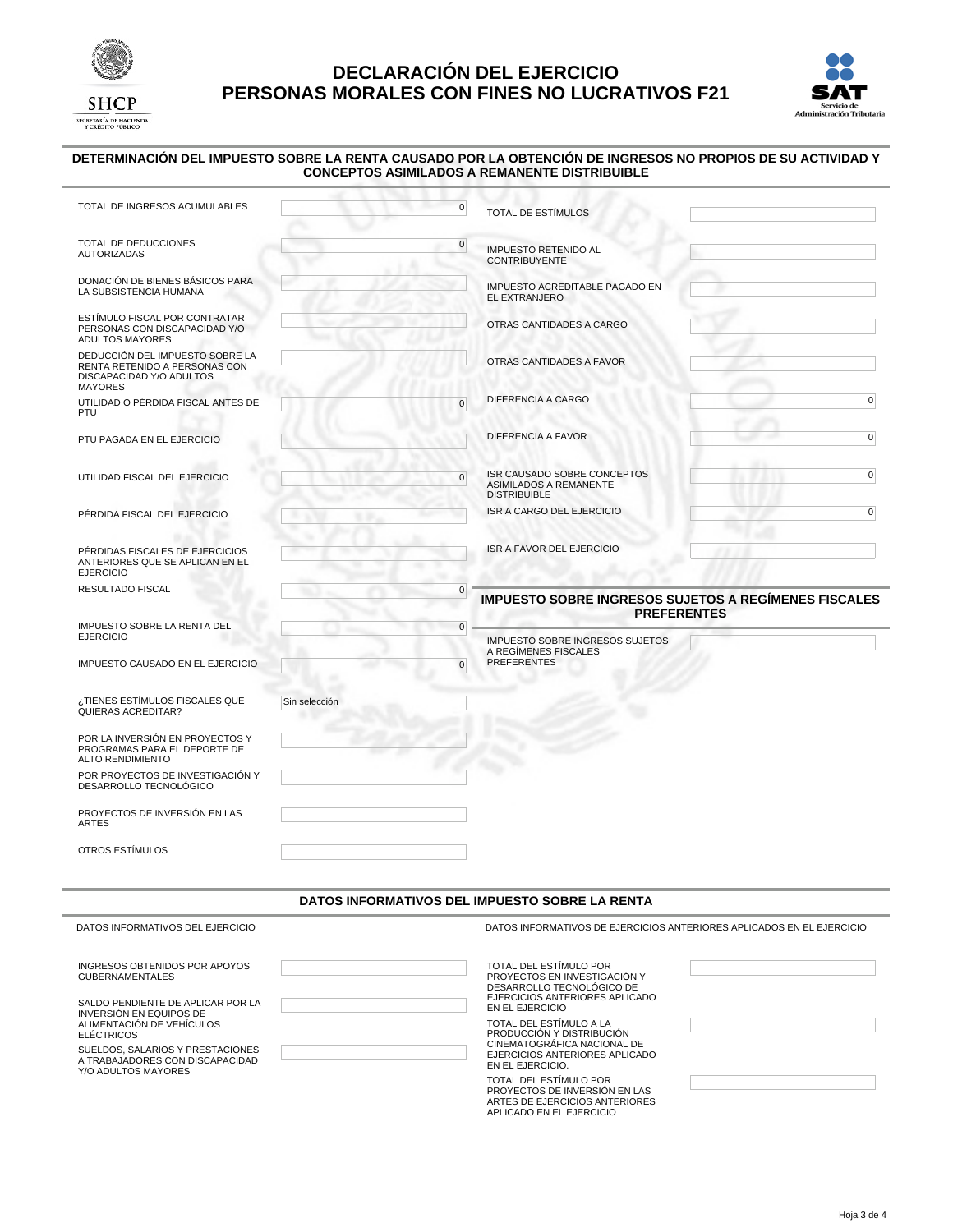# DECLARACIÓN DEL EJERCICIO
# PERSONAS MORALES CON FINES NO LUCRATIVOS F21

## DETERMINACIÓN DEL IMPUESTO SOBRE LA RENTA CAUSADO POR LA OBTENCIÓN DE INGRESOS NO PROPIOS DE SU ACTIVIDAD Y CONCEPTOS ASIMILADOS A REMANENTE DISTRIBUIBLE

| Concepto | Valor |
|---|---|
| TOTAL DE INGRESOS ACUMULABLES | 0 |
| TOTAL DE DEDUCCIONES AUTORIZADAS | 0 |
| DONACIÓN DE BIENES BÁSICOS PARA LA SUBSISTENCIA HUMANA | |
| ESTÍMULO FISCAL POR CONTRATAR PERSONAS CON DISCAPACIDAD Y/O ADULTOS MAYORES | |
| DEDUCCIÓN DEL IMPUESTO SOBRE LA RENTA RETENIDO A PERSONAS CON DISCAPACIDAD Y/O ADULTOS MAYORES | |
| UTILIDAD O PÉRDIDA FISCAL ANTES DE PTU | 0 |
| PTU PAGADA EN EL EJERCICIO | |
| UTILIDAD FISCAL DEL EJERCICIO | 0 |
| PÉRDIDA FISCAL DEL EJERCICIO | |
| PÉRDIDAS FISCALES DE EJERCICIOS ANTERIORES QUE SE APLICAN EN EL EJERCICIO | |
| RESULTADO FISCAL | 0 |
| IMPUESTO SOBRE LA RENTA DEL EJERCICIO | 0 |
| IMPUESTO CAUSADO EN EL EJERCICIO | 0 |
| ¿TIENES ESTÍMULOS FISCALES QUE QUIERAS ACREDITAR? | Sin selección |
| POR LA INVERSIÓN EN PROYECTOS Y PROGRAMAS PARA EL DEPORTE DE ALTO RENDIMIENTO | |
| POR PROYECTOS DE INVESTIGACIÓN Y DESARROLLO TECNOLÓGICO | |
| PROYECTOS DE INVERSIÓN EN LAS ARTES | |
| OTROS ESTÍMULOS | |

| Concepto | Valor |
|---|---|
| TOTAL DE ESTÍMULOS | |
| IMPUESTO RETENIDO AL CONTRIBUYENTE | |
| IMPUESTO ACREDITABLE PAGADO EN EL EXTRANJERO | |
| OTRAS CANTIDADES A CARGO | |
| OTRAS CANTIDADES A FAVOR | |
| DIFERENCIA A CARGO | 0 |
| DIFERENCIA A FAVOR | 0 |
| ISR CAUSADO SOBRE CONCEPTOS ASIMILADOS A REMANENTE DISTRIBUIBLE | 0 |
| ISR A CARGO DEL EJERCICIO | 0 |
| ISR A FAVOR DEL EJERCICIO | |

## IMPUESTO SOBRE INGRESOS SUJETOS A REGÍMENES FISCALES PREFERENTES

| Concepto | Valor |
|---|---|
| IMPUESTO SOBRE INGRESOS SUJETOS A REGIMENES FISCALES PREFERENTES | |

## DATOS INFORMATIVOS DEL IMPUESTO SOBRE LA RENTA

### DATOS INFORMATIVOS DEL EJERCICIO

| Concepto | Valor |
|---|---|
| INGRESOS OBTENIDOS POR APOYOS GUBERNAMENTALES | |
| SALDO PENDIENTE DE APLICAR POR LA INVERSIÓN EN EQUIPOS DE ALIMENTACIÓN DE VEHÍCULOS ELÉCTRICOS | |
| SUELDOS, SALARIOS Y PRESTACIONES A TRABAJADORES CON DISCAPACIDAD Y/O ADULTOS MAYORES | |

### DATOS INFORMATIVOS DE EJERCICIOS ANTERIORES APLICADOS EN EL EJERCICIO

| Concepto | Valor |
|---|---|
| TOTAL DEL ESTÍMULO POR PROYECTOS EN INVESTIGACIÓN Y DESARROLLO TECNOLÓGICO DE EJERCICIOS ANTERIORES APLICADO EN EL EJERCICIO | |
| TOTAL DEL ESTÍMULO A LA PRODUCCIÓN Y DISTRIBUCIÓN CINEMATOGRÁFICA NACIONAL DE EJERCICIOS ANTERIORES APLICADO EN EL EJERCICIO. | |
| TOTAL DEL ESTÍMULO POR PROYECTOS DE INVERSIÓN EN LAS ARTES DE EJERCICIOS ANTERIORES APLICADO EN EL EJERCICIO | |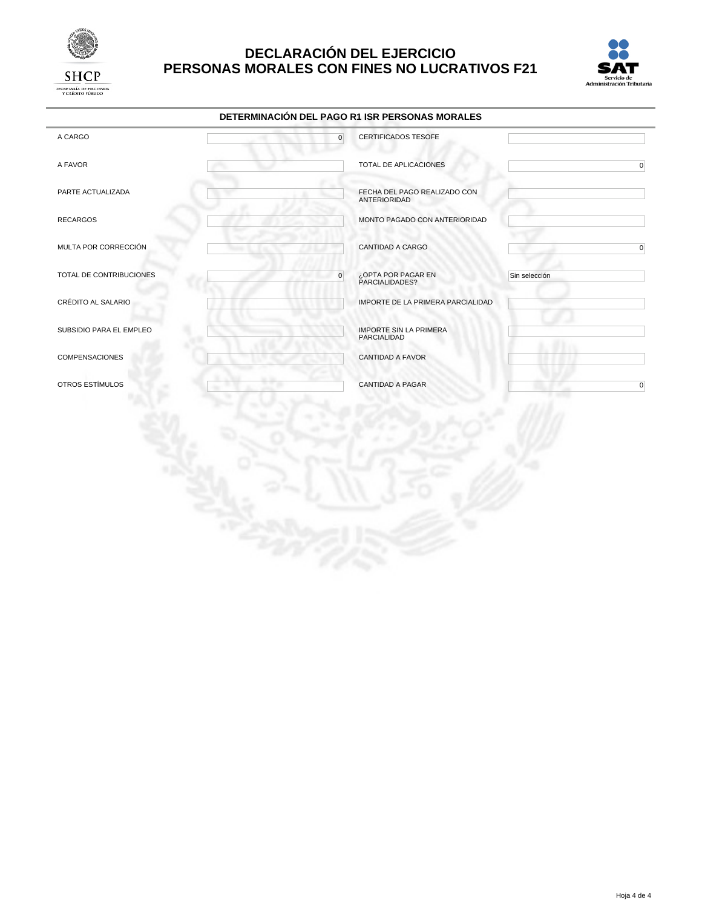# DECLARACIÓN DEL EJERCICIO
# PERSONAS MORALES CON FINES NO LUCRATIVOS F21

## DETERMINACIÓN DEL PAGO R1 ISR PERSONAS MORALES

| | | | |
|---|---|---|---|
| A CARGO | 0 | CERTIFICADOS TESOFE | |
| A FAVOR | | TOTAL DE APLICACIONES | 0 |
| PARTE ACTUALIZADA | | FECHA DEL PAGO REALIZADO CON ANTERIORIDAD | |
| RECARGOS | | MONTO PAGADO CON ANTERIORIDAD | |
| MULTA POR CORRECCIÓN | | CANTIDAD A CARGO | 0 |
| TOTAL DE CONTRIBUCIONES | 0 | ¿OPTA POR PAGAR EN PARCIALIDADES? | Sin selección |
| CRÉDITO AL SALARIO | | IMPORTE DE LA PRIMERA PARCIALIDAD | |
| SUBSIDIO PARA EL EMPLEO | | IMPORTE SIN LA PRIMERA PARCIALIDAD | |
| COMPENSACIONES | | CANTIDAD A FAVOR | |
| OTROS ESTÍMULOS | | CANTIDAD A PAGAR | 0 |